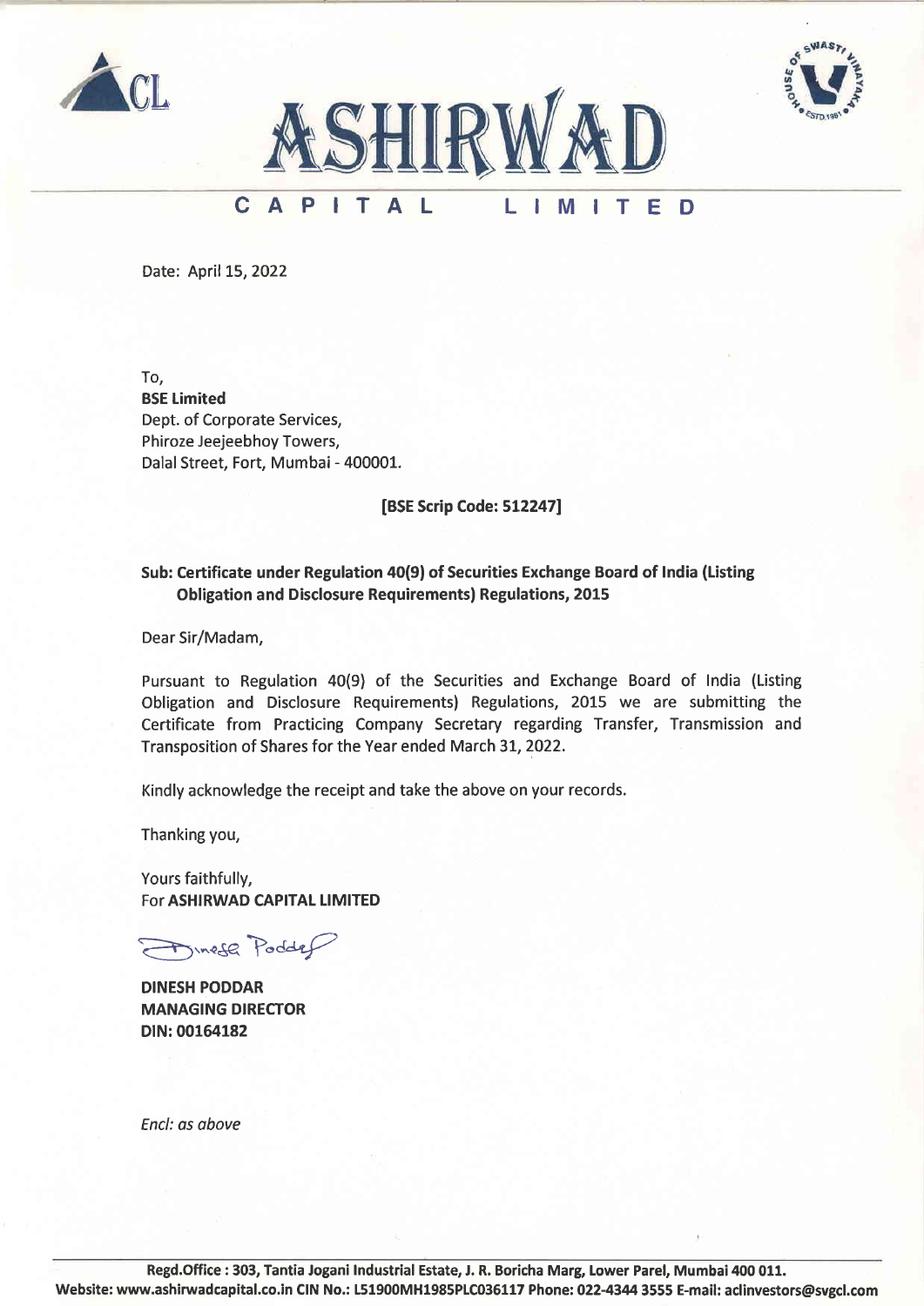# ASHIRWAD

## CAPITAL LIMITED

Date: April 15, 2022

To,
**BSE Limited**
Dept. of Corporate Services,
Phiroze Jeejeebhoy Towers,
Dalal Street, Fort, Mumbai - 400001.

**[BSE Scrip Code: 512247]**

**Sub: Certificate under Regulation 40(9) of Securities Exchange Board of India (Listing Obligation and Disclosure Requirements) Regulations, 2015**

Dear Sir/Madam,

Pursuant to Regulation 40(9) of the Securities and Exchange Board of India (Listing Obligation and Disclosure Requirements) Regulations, 2015 we are submitting the Certificate from Practicing Company Secretary regarding Transfer, Transmission and Transposition of Shares for the Year ended March 31, 2022.

Kindly acknowledge the receipt and take the above on your records.

Thanking you,

Yours faithfully,
For **ASHIRWAD CAPITAL LIMITED**

**DINESH PODDAR**
**MANAGING DIRECTOR**
**DIN: 00164182**

*Encl: as above*

**Regd.Office : 303, Tantia Jogani Industrial Estate, J. R. Boricha Marg, Lower Parel, Mumbai 400 011.**
**Website: www.ashirwadcapital.co.in CIN No.: L51900MH1985PLC036117 Phone: 022-4344 3555 E-mail: aclinvestors@svgcl.com**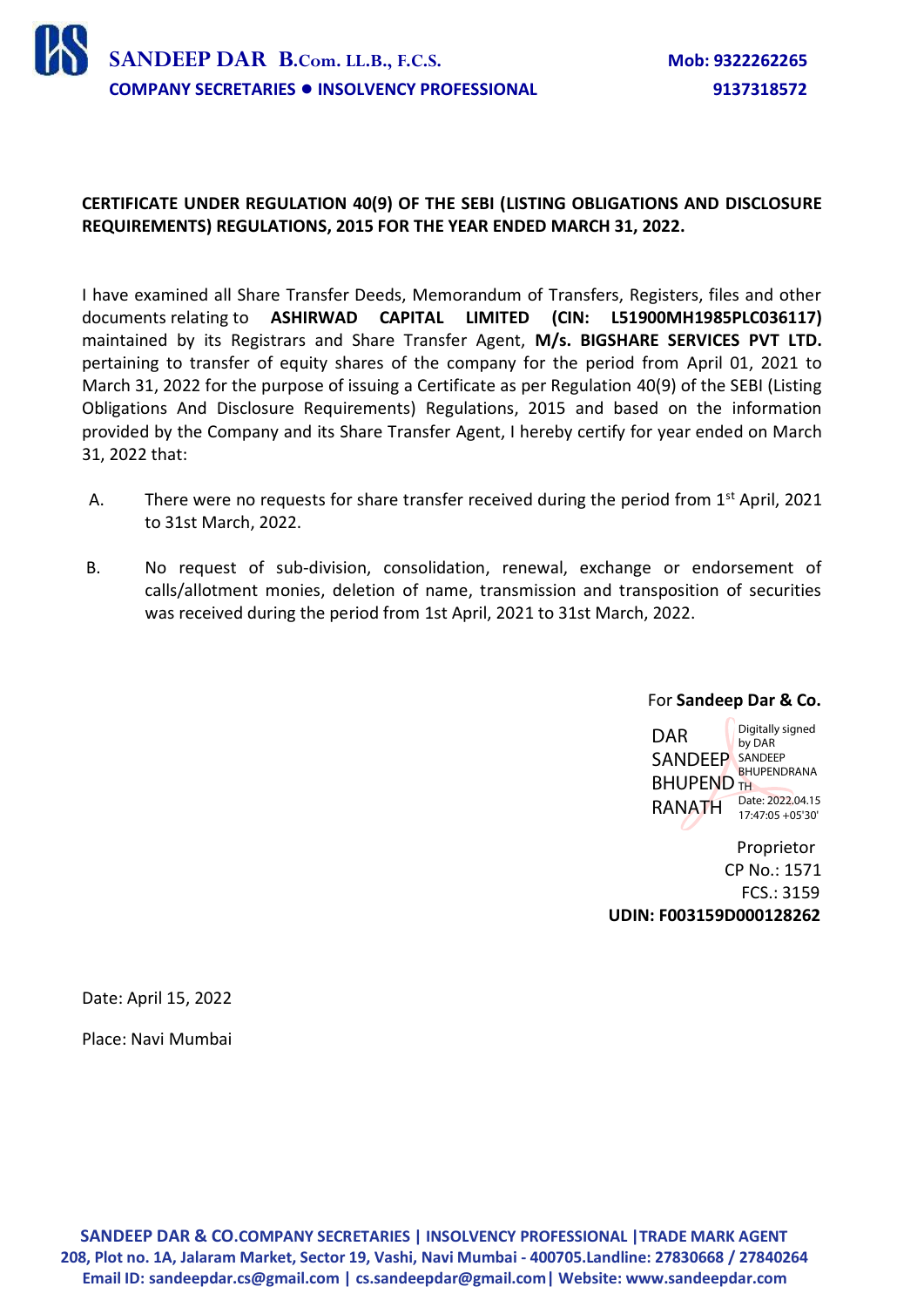**SANDEEP DAR B.Com. LL.B., F.C.S.**
**COMPANY SECRETARIES ● INSOLVENCY PROFESSIONAL**

**Mob: 9322262265**
**9137318572**

**CERTIFICATE UNDER REGULATION 40(9) OF THE SEBI (LISTING OBLIGATIONS AND DISCLOSURE REQUIREMENTS) REGULATIONS, 2015 FOR THE YEAR ENDED MARCH 31, 2022.**

I have examined all Share Transfer Deeds, Memorandum of Transfers, Registers, files and other documents relating to **ASHIRWAD CAPITAL LIMITED (CIN: L51900MH1985PLC036117)** maintained by its Registrars and Share Transfer Agent, **M/s. BIGSHARE SERVICES PVT LTD.** pertaining to transfer of equity shares of the company for the period from April 01, 2021 to March 31, 2022 for the purpose of issuing a Certificate as per Regulation 40(9) of the SEBI (Listing Obligations And Disclosure Requirements) Regulations, 2015 and based on the information provided by the Company and its Share Transfer Agent, I hereby certify for year ended on March 31, 2022 that:

A. There were no requests for share transfer received during the period from 1st April, 2021 to 31st March, 2022.

B. No request of sub-division, consolidation, renewal, exchange or endorsement of calls/allotment monies, deletion of name, transmission and transposition of securities was received during the period from 1st April, 2021 to 31st March, 2022.

For **Sandeep Dar & Co.**

DAR SANDEEP BHUPENDRANATH

Digitally signed by DAR SANDEEP BHUPENDRANATH
Date: 2022.04.15 17:47:05 +05'30'

Proprietor
CP No.: 1571
FCS.: 3159
**UDIN: F003159D000128262**

Date: April 15, 2022

Place: Navi Mumbai

**SANDEEP DAR & CO. COMPANY SECRETARIES | INSOLVENCY PROFESSIONAL | TRADE MARK AGENT**
**208, Plot no. 1A, Jalaram Market, Sector 19, Vashi, Navi Mumbai - 400705. Landline: 27830668 / 27840264**
**Email ID: sandeepdar.cs@gmail.com | cs.sandeepdar@gmail.com | Website: www.sandeepdar.com**